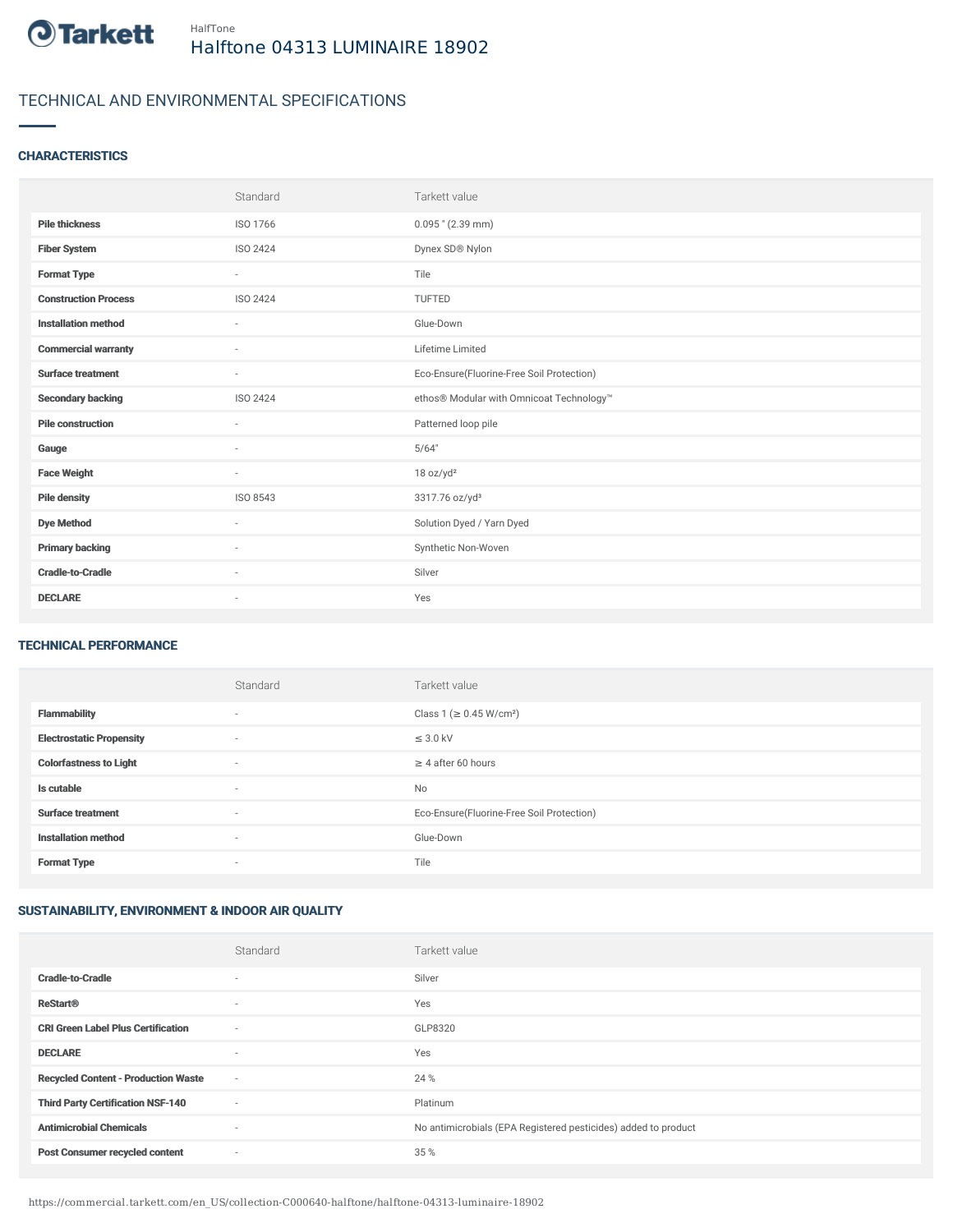HalfTone

# Halftone 04313 LUMINAIRE 18902

## TECHNICAL AND ENVIRONMENTAL SPECIFICATIONS

### CHARACTERISTICS

| | Standard | Tarkett value |
|---|---|---|
| **Pile thickness** | ISO 1766 | 0.095 " (2.39 mm) |
| **Fiber System** | ISO 2424 | Dynex SD® Nylon |
| **Format Type** | - | Tile |
| **Construction Process** | ISO 2424 | TUFTED |
| **Installation method** | - | Glue-Down |
| **Commercial warranty** | - | Lifetime Limited |
| **Surface treatment** | - | Eco-Ensure(Fluorine-Free Soil Protection) |
| **Secondary backing** | ISO 2424 | ethos® Modular with Omnicoat Technology™ |
| **Pile construction** | - | Patterned loop pile |
| **Gauge** | - | 5/64" |
| **Face Weight** | - | 18 oz/yd² |
| **Pile density** | ISO 8543 | 3317.76 oz/yd³ |
| **Dye Method** | - | Solution Dyed / Yarn Dyed |
| **Primary backing** | - | Synthetic Non-Woven |
| **Cradle-to-Cradle** | - | Silver |
| **DECLARE** | - | Yes |

### TECHNICAL PERFORMANCE

| | Standard | Tarkett value |
|---|---|---|
| **Flammability** | - | Class 1 (≥ 0.45 W/cm²) |
| **Electrostatic Propensity** | - | ≤ 3.0 kV |
| **Colorfastness to Light** | - | ≥ 4 after 60 hours |
| **Is cutable** | - | No |
| **Surface treatment** | - | Eco-Ensure(Fluorine-Free Soil Protection) |
| **Installation method** | - | Glue-Down |
| **Format Type** | - | Tile |

### SUSTAINABILITY, ENVIRONMENT & INDOOR AIR QUALITY

| | Standard | Tarkett value |
|---|---|---|
| **Cradle-to-Cradle** | - | Silver |
| **ReStart®** | - | Yes |
| **CRI Green Label Plus Certification** | - | GLP8320 |
| **DECLARE** | - | Yes |
| **Recycled Content - Production Waste** | - | 24 % |
| **Third Party Certification NSF-140** | - | Platinum |
| **Antimicrobial Chemicals** | - | No antimicrobials (EPA Registered pesticides) added to product |
| **Post Consumer recycled content** | - | 35 % |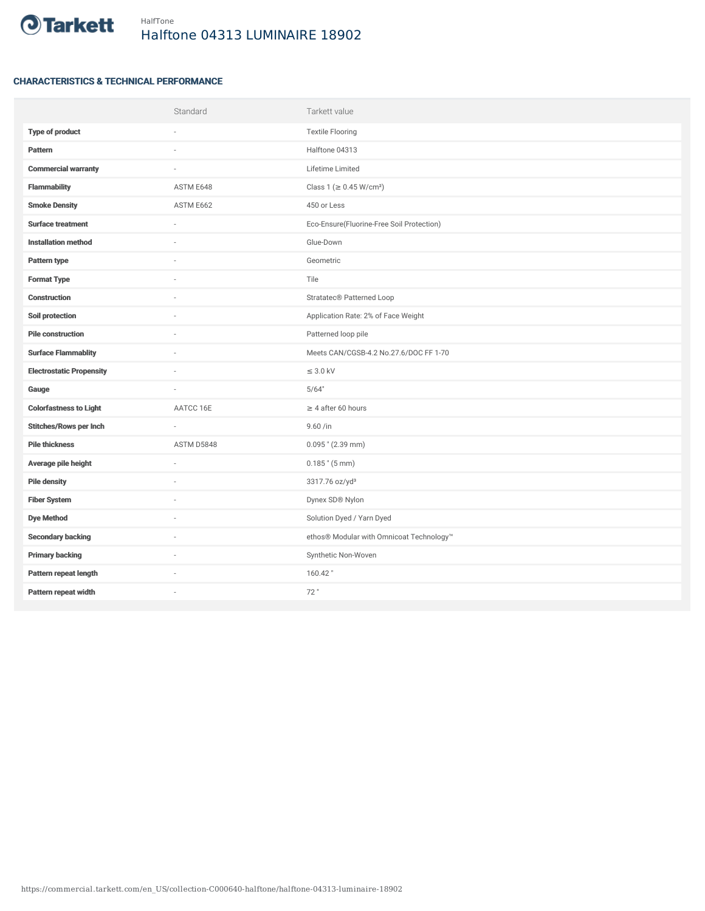HalfTone

# Halftone 04313 LUMINAIRE 18902

## CHARACTERISTICS & TECHNICAL PERFORMANCE

| | Standard | Tarkett value |
|---|---|---|
| **Type of product** | - | Textile Flooring |
| **Pattern** | - | Halftone 04313 |
| **Commercial warranty** | - | Lifetime Limited |
| **Flammability** | ASTM E648 | Class 1 (≥ 0.45 W/cm²) |
| **Smoke Density** | ASTM E662 | 450 or Less |
| **Surface treatment** | - | Eco-Ensure(Fluorine-Free Soil Protection) |
| **Installation method** | - | Glue-Down |
| **Pattern type** | - | Geometric |
| **Format Type** | - | Tile |
| **Construction** | - | Stratatec® Patterned Loop |
| **Soil protection** | - | Application Rate: 2% of Face Weight |
| **Pile construction** | - | Patterned loop pile |
| **Surface Flammablity** | - | Meets CAN/CGSB-4.2 No.27.6/DOC FF 1-70 |
| **Electrostatic Propensity** | - | ≤ 3.0 kV |
| **Gauge** | - | 5/64" |
| **Colorfastness to Light** | AATCC 16E | ≥ 4 after 60 hours |
| **Stitches/Rows per Inch** | - | 9.60 /in |
| **Pile thickness** | ASTM D5848 | 0.095 " (2.39 mm) |
| **Average pile height** | - | 0.185 " (5 mm) |
| **Pile density** | - | 3317.76 oz/yd³ |
| **Fiber System** | - | Dynex SD® Nylon |
| **Dye Method** | - | Solution Dyed / Yarn Dyed |
| **Secondary backing** | - | ethos® Modular with Omnicoat Technology™ |
| **Primary backing** | - | Synthetic Non-Woven |
| **Pattern repeat length** | - | 160.42 " |
| **Pattern repeat width** | - | 72 " |